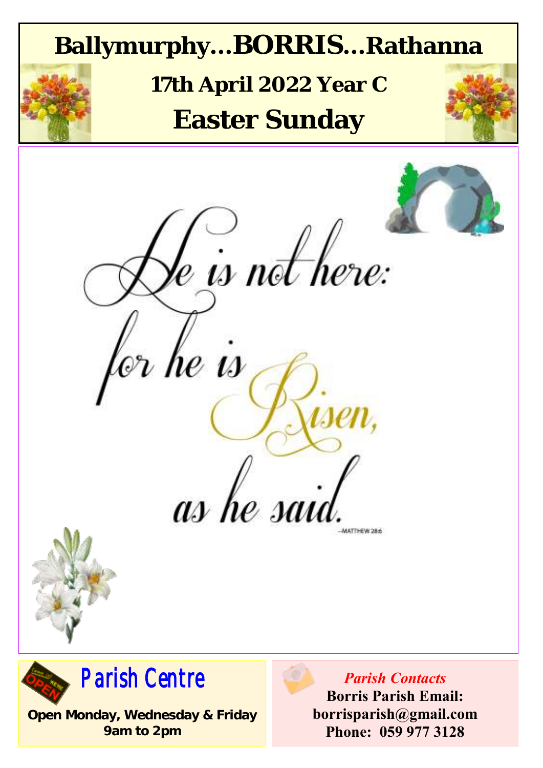# Ballymurphy…BORRIS…Rathanna

## 17th April 2022 Year C

# Easter Sunday

He is not here:
for he is Risen,
as he said.

—MATTHEW 28:6

## Parish Centre

**Open Monday, Wednesday & Friday 9am to 2pm**

*Parish Contacts*

**Borris Parish Email: borrisparish@gmail.com**

**Phone: 059 977 3128**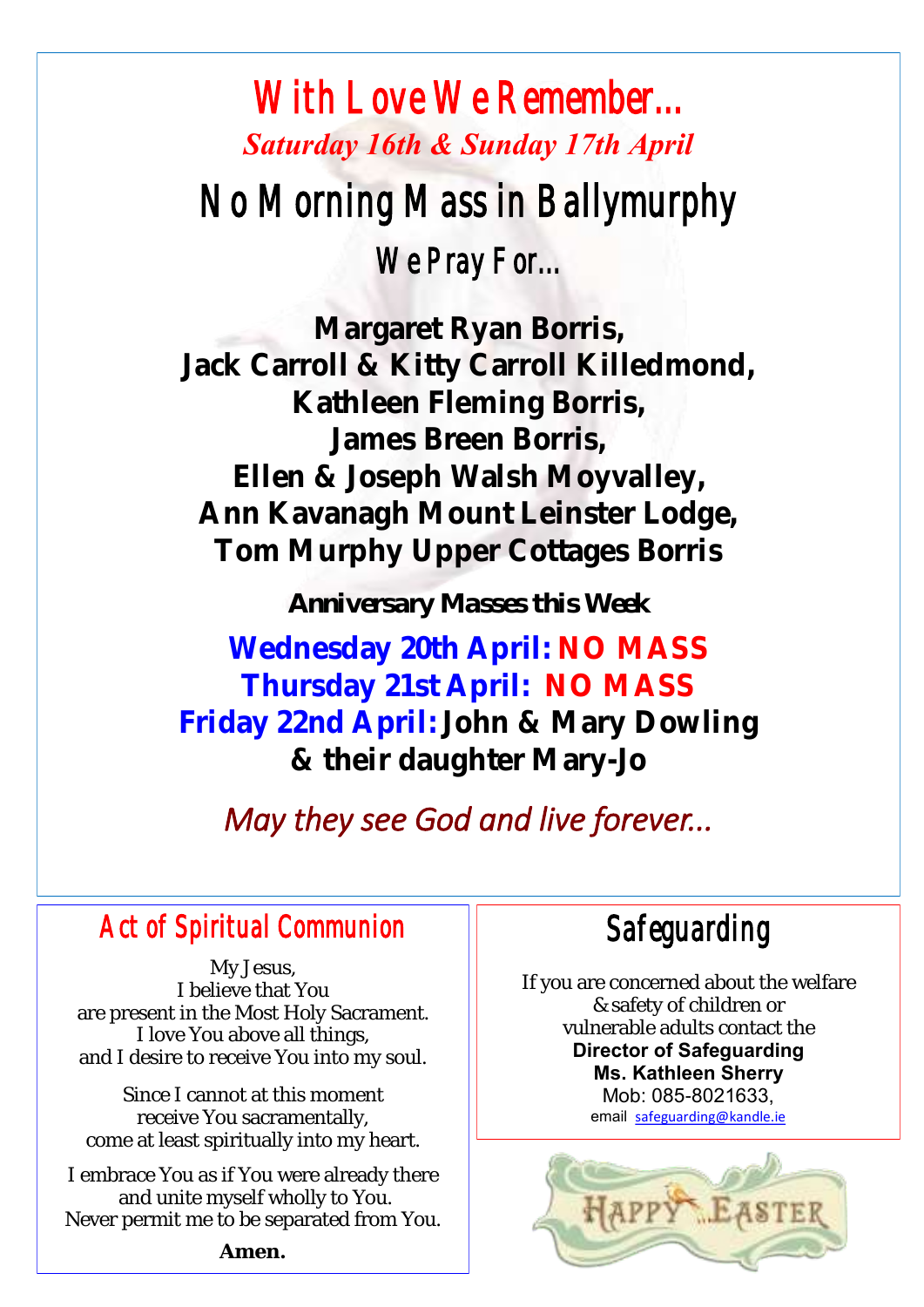# With Love We Remember…

*Saturday 16th & Sunday 17th April*

## No Morning Mass in Ballymurphy

### We Pray For…

**Margaret Ryan Borris,**
**Jack Carroll & Kitty Carroll Killedmond,**
**Kathleen Fleming Borris,**
**James Breen Borris,**
**Ellen & Joseph Walsh Moyvalley,**
**Ann Kavanagh Mount Leinster Lodge,**
**Tom Murphy Upper Cottages Borris**

**Anniversary Masses this Week**

**Wednesday 20th April: NO MASS**
**Thursday 21st April: NO MASS**
**Friday 22nd April: John & Mary Dowling & their daughter Mary-Jo**

*May they see God and live forever…*

## Act of Spiritual Communion

My Jesus,
I believe that You
are present in the Most Holy Sacrament.
I love You above all things,
and I desire to receive You into my soul.

Since I cannot at this moment
receive You sacramentally,
come at least spiritually into my heart.

I embrace You as if You were already there
and unite myself wholly to You.
Never permit me to be separated from You.

**Amen.**

## Safeguarding

If you are concerned about the welfare & safety of children or vulnerable adults contact the
**Director of Safeguarding**
**Ms. Kathleen Sherry**
Mob: 085-8021633,
email safeguarding@kandle.ie

HAPPY EASTER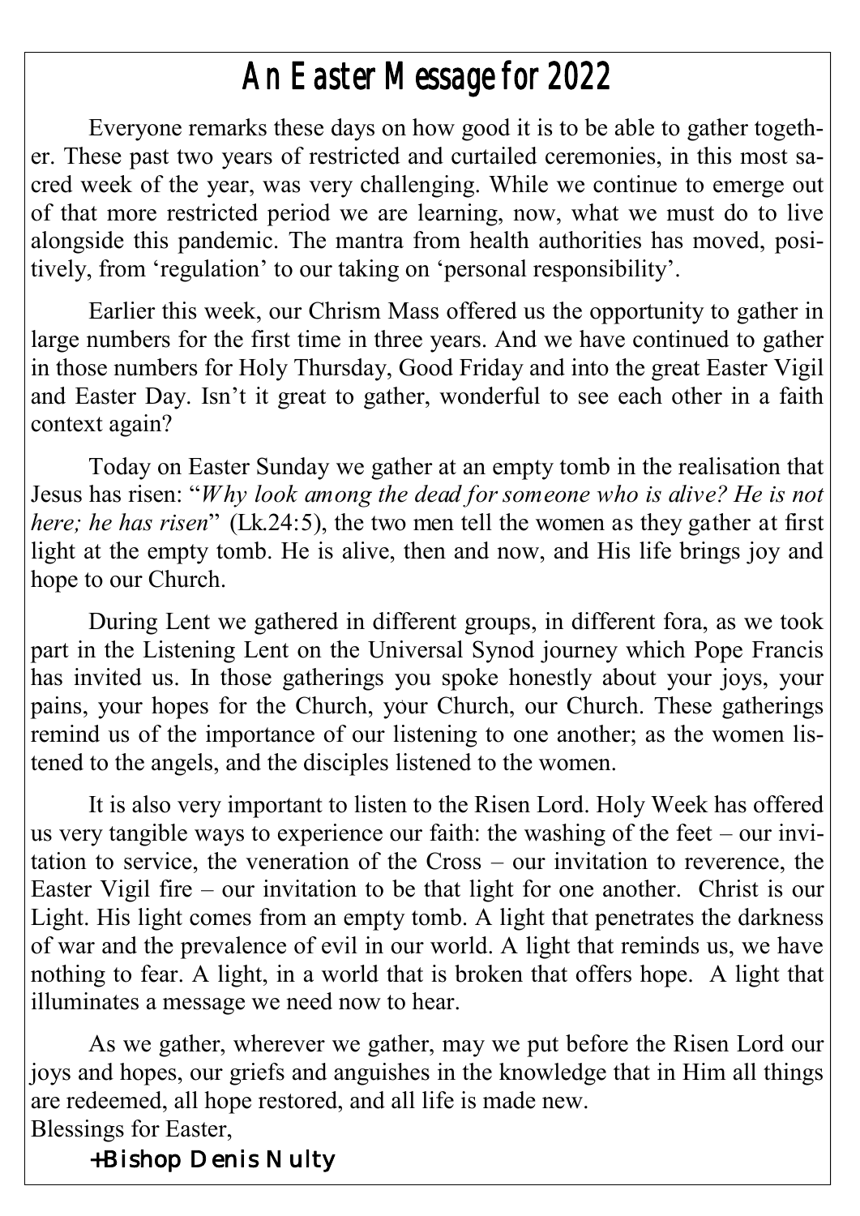# An Easter Message for 2022

Everyone remarks these days on how good it is to be able to gather together. These past two years of restricted and curtailed ceremonies, in this most sacred week of the year, was very challenging. While we continue to emerge out of that more restricted period we are learning, now, what we must do to live alongside this pandemic. The mantra from health authorities has moved, positively, from 'regulation' to our taking on 'personal responsibility'.

Earlier this week, our Chrism Mass offered us the opportunity to gather in large numbers for the first time in three years. And we have continued to gather in those numbers for Holy Thursday, Good Friday and into the great Easter Vigil and Easter Day. Isn't it great to gather, wonderful to see each other in a faith context again?

Today on Easter Sunday we gather at an empty tomb in the realisation that Jesus has risen: "*Why look among the dead for someone who is alive? He is not here; he has risen*" (Lk.24:5), the two men tell the women as they gather at first light at the empty tomb. He is alive, then and now, and His life brings joy and hope to our Church.

During Lent we gathered in different groups, in different fora, as we took part in the Listening Lent on the Universal Synod journey which Pope Francis has invited us. In those gatherings you spoke honestly about your joys, your pains, your hopes for the Church, your Church, our Church. These gatherings remind us of the importance of our listening to one another; as the women listened to the angels, and the disciples listened to the women.

It is also very important to listen to the Risen Lord. Holy Week has offered us very tangible ways to experience our faith: the washing of the feet – our invitation to service, the veneration of the Cross – our invitation to reverence, the Easter Vigil fire – our invitation to be that light for one another. Christ is our Light. His light comes from an empty tomb. A light that penetrates the darkness of war and the prevalence of evil in our world. A light that reminds us, we have nothing to fear. A light, in a world that is broken that offers hope. A light that illuminates a message we need now to hear.

As we gather, wherever we gather, may we put before the Risen Lord our joys and hopes, our griefs and anguishes in the knowledge that in Him all things are redeemed, all hope restored, and all life is made new.

Blessings for Easter,

**+Bishop Denis Nulty**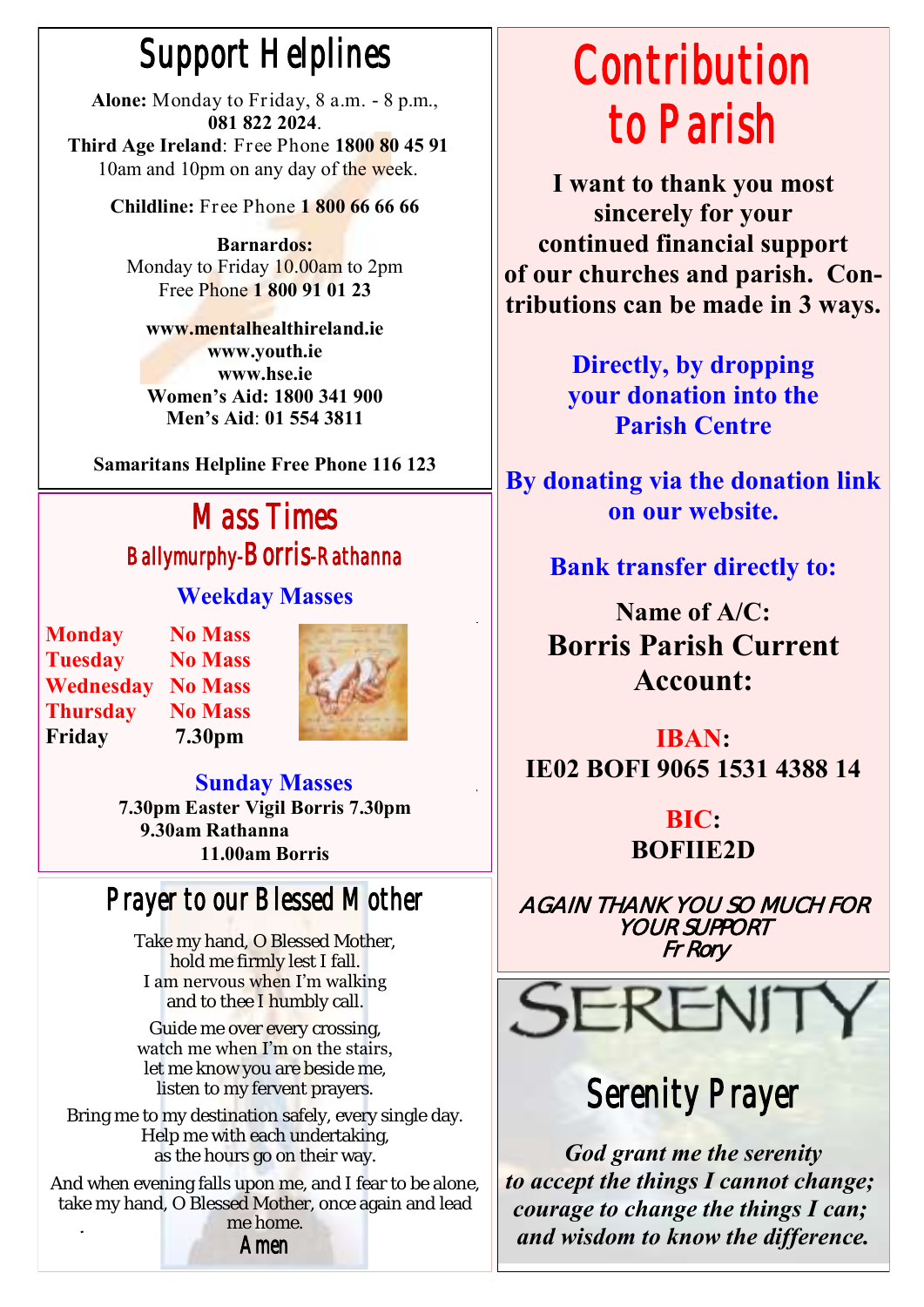## Support Helplines

**Alone:** Monday to Friday, 8 a.m. - 8 p.m., **081 822 2024**.
**Third Age Ireland**: Free Phone **1800 80 45 91** 10am and 10pm on any day of the week.

**Childline:** Free Phone **1 800 66 66 66**

**Barnardos:**
Monday to Friday 10.00am to 2pm
Free Phone **1 800 91 01 23**

**www.mentalhealthireland.ie**
**www.youth.ie**
**www.hse.ie**
**Women's Aid: 1800 341 900**
**Men's Aid**: **01 554 3811**

**Samaritans Helpline Free Phone 116 123**

## Mass Times

### Ballymurphy-Borris-Rathanna

**Weekday Masses**

| | |
|---|---|
| **Monday** | **No Mass** |
| **Tuesday** | **No Mass** |
| **Wednesday** | **No Mass** |
| **Thursday** | **No Mass** |
| **Friday** | **7.30pm** |

**Sunday Masses**

**7.30pm Easter Vigil Borris 7.30pm**
**9.30am Rathanna**
**11.00am Borris**

## Prayer to our Blessed Mother

Take my hand, O Blessed Mother,
hold me firmly lest I fall.
I am nervous when I'm walking
and to thee I humbly call.

Guide me over every crossing,
watch me when I'm on the stairs,
let me know you are beside me,
listen to my fervent prayers.

Bring me to my destination safely, every single day.
Help me with each undertaking,
as the hours go on their way.

And when evening falls upon me, and I fear to be alone,
take my hand, O Blessed Mother, once again and lead me home.

**Amen**

## Contribution to Parish

**I want to thank you most sincerely for your continued financial support of our churches and parish. Contributions can be made in 3 ways.**

**Directly, by dropping your donation into the Parish Centre**

**By donating via the donation link on our website.**

**Bank transfer directly to:**

**Name of A/C:**
**Borris Parish Current Account:**

**IBAN:**
**IE02 BOFI 9065 1531 4388 14**

**BIC:**
**BOFIIE2D**

*AGAIN THANK YOU SO MUCH FOR YOUR SUPPORT*
*Fr Rory*

SERENITY

## Serenity Prayer

***God grant me the serenity***
***to accept the things I cannot change;***
***courage to change the things I can;***
***and wisdom to know the difference.***